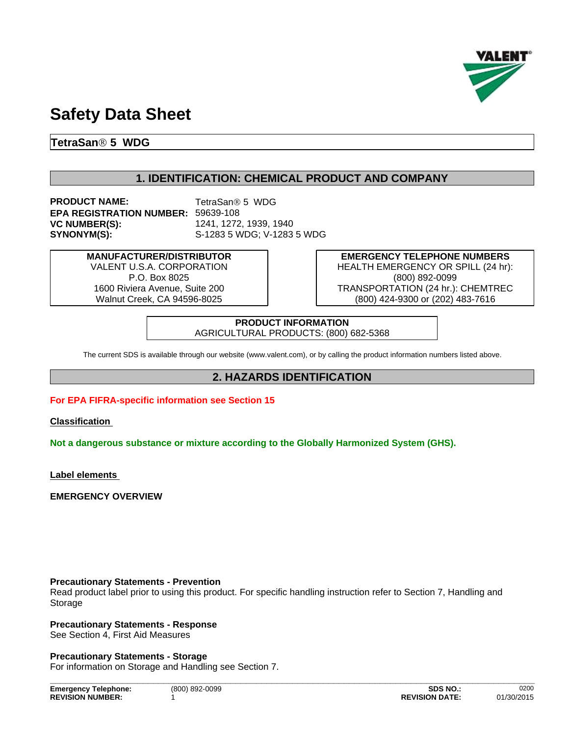# Safety Data Sheet

**TetraSan® 5 WDG**

## 1. IDENTIFICATION: CHEMICAL PRODUCT AND COMPANY

**PRODUCT NAME:** TetraSan® 5 WDG
**EPA REGISTRATION NUMBER:** 59639-108
**VC NUMBER(S):** 1241, 1272, 1939, 1940
**SYNONYM(S):** S-1283 5 WDG; V-1283 5 WDG

| MANUFACTURER/DISTRIBUTOR | EMERGENCY TELEPHONE NUMBERS |
|---|---|
| VALENT U.S.A. CORPORATION<br>P.O. Box 8025<br>1600 Riviera Avenue, Suite 200<br>Walnut Creek, CA 94596-8025 | HEALTH EMERGENCY OR SPILL (24 hr):<br>(800) 892-0099<br>TRANSPORTATION (24 hr.): CHEMTREC<br>(800) 424-9300 or (202) 483-7616 |

**PRODUCT INFORMATION**
AGRICULTURAL PRODUCTS: (800) 682-5368

The current SDS is available through our website (www.valent.com), or by calling the product information numbers listed above.

## 2. HAZARDS IDENTIFICATION

**For EPA FIFRA-specific information see Section 15**

**Classification**

**Not a dangerous substance or mixture according to the Globally Harmonized System (GHS).**

**Label elements**

**EMERGENCY OVERVIEW**

**Precautionary Statements - Prevention**
Read product label prior to using this product. For specific handling instruction refer to Section 7, Handling and Storage

**Precautionary Statements - Response**
See Section 4, First Aid Measures

**Precautionary Statements - Storage**
For information on Storage and Handling see Section 7.

**Emergency Telephone:** (800) 892-0099 **SDS NO.:** 0200
**REVISION NUMBER:** 1 **REVISION DATE:** 01/30/2015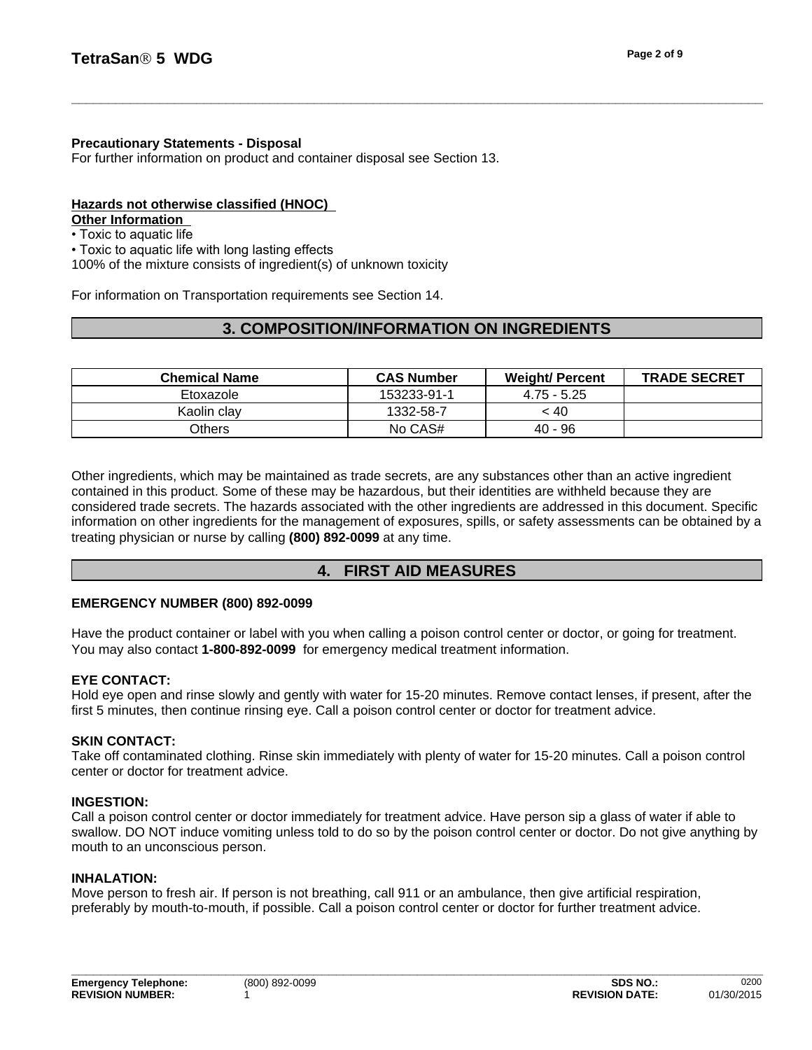**Precautionary Statements - Disposal**
For further information on product and container disposal see Section 13.

**Hazards not otherwise classified (HNOC)**
**Other Information**
- Toxic to aquatic life
- Toxic to aquatic life with long lasting effects

100% of the mixture consists of ingredient(s) of unknown toxicity

For information on Transportation requirements see Section 14.

## 3. COMPOSITION/INFORMATION ON INGREDIENTS

| Chemical Name | CAS Number | Weight/ Percent | TRADE SECRET |
|---|---|---|---|
| Etoxazole | 153233-91-1 | 4.75 - 5.25 | |
| Kaolin clay | 1332-58-7 | < 40 | |
| Others | No CAS# | 40 - 96 | |

Other ingredients, which may be maintained as trade secrets, are any substances other than an active ingredient contained in this product. Some of these may be hazardous, but their identities are withheld because they are considered trade secrets. The hazards associated with the other ingredients are addressed in this document. Specific information on other ingredients for the management of exposures, spills, or safety assessments can be obtained by a treating physician or nurse by calling **(800) 892-0099** at any time.

## 4. FIRST AID MEASURES

**EMERGENCY NUMBER (800) 892-0099**

Have the product container or label with you when calling a poison control center or doctor, or going for treatment. You may also contact **1-800-892-0099** for emergency medical treatment information.

**EYE CONTACT:**
Hold eye open and rinse slowly and gently with water for 15-20 minutes. Remove contact lenses, if present, after the first 5 minutes, then continue rinsing eye. Call a poison control center or doctor for treatment advice.

**SKIN CONTACT:**
Take off contaminated clothing. Rinse skin immediately with plenty of water for 15-20 minutes. Call a poison control center or doctor for treatment advice.

**INGESTION:**
Call a poison control center or doctor immediately for treatment advice. Have person sip a glass of water if able to swallow. DO NOT induce vomiting unless told to do so by the poison control center or doctor. Do not give anything by mouth to an unconscious person.

**INHALATION:**
Move person to fresh air. If person is not breathing, call 911 or an ambulance, then give artificial respiration, preferably by mouth-to-mouth, if possible. Call a poison control center or doctor for further treatment advice.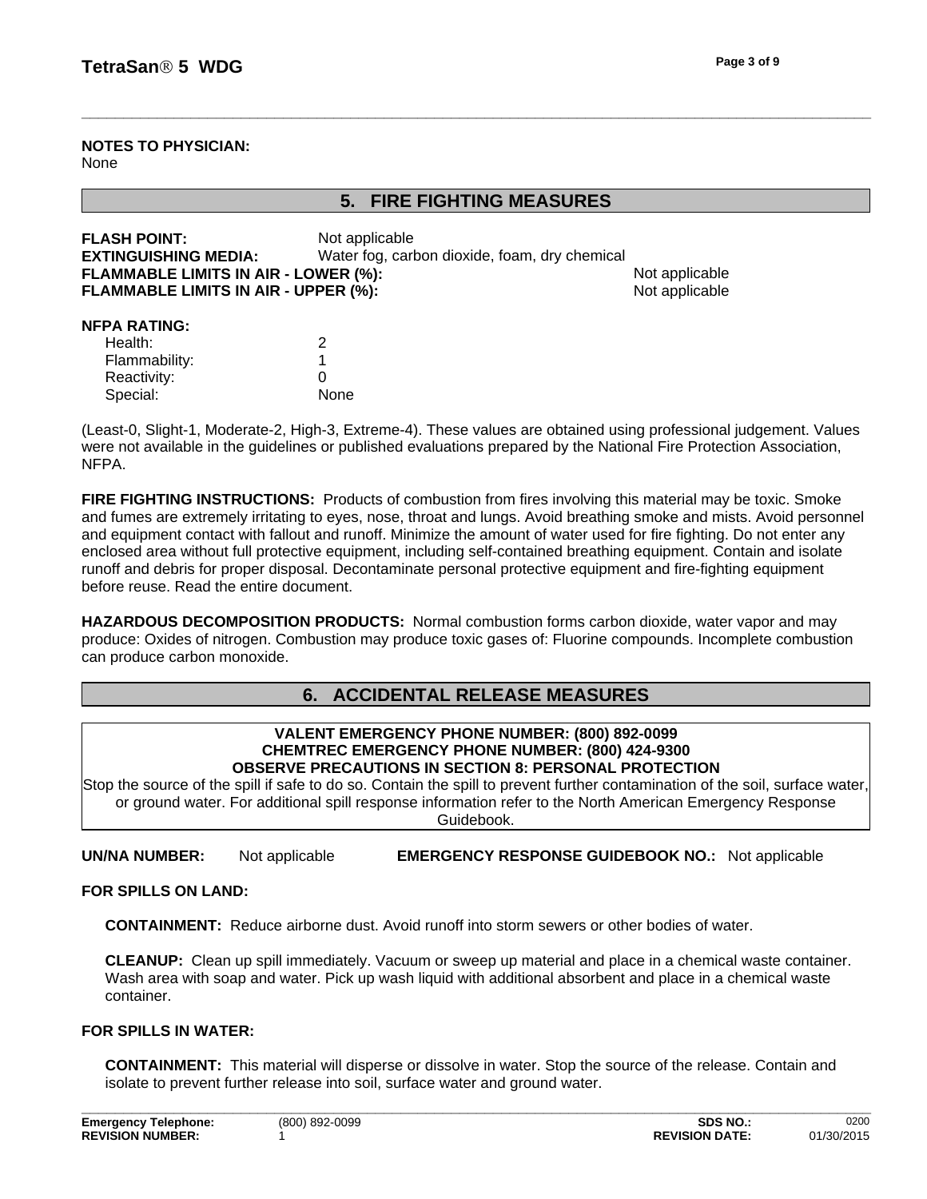**NOTES TO PHYSICIAN:**
None

## 5. FIRE FIGHTING MEASURES

**FLASH POINT:** Not applicable
**EXTINGUISHING MEDIA:** Water fog, carbon dioxide, foam, dry chemical
**FLAMMABLE LIMITS IN AIR - LOWER (%):** Not applicable
**FLAMMABLE LIMITS IN AIR - UPPER (%):** Not applicable

**NFPA RATING:**

| | |
|---|---|
| Health: | 2 |
| Flammability: | 1 |
| Reactivity: | 0 |
| Special: | None |

(Least-0, Slight-1, Moderate-2, High-3, Extreme-4). These values are obtained using professional judgement. Values were not available in the guidelines or published evaluations prepared by the National Fire Protection Association, NFPA.

**FIRE FIGHTING INSTRUCTIONS:** Products of combustion from fires involving this material may be toxic. Smoke and fumes are extremely irritating to eyes, nose, throat and lungs. Avoid breathing smoke and mists. Avoid personnel and equipment contact with fallout and runoff. Minimize the amount of water used for fire fighting. Do not enter any enclosed area without full protective equipment, including self-contained breathing equipment. Contain and isolate runoff and debris for proper disposal. Decontaminate personal protective equipment and fire-fighting equipment before reuse. Read the entire document.

**HAZARDOUS DECOMPOSITION PRODUCTS:** Normal combustion forms carbon dioxide, water vapor and may produce: Oxides of nitrogen. Combustion may produce toxic gases of: Fluorine compounds. Incomplete combustion can produce carbon monoxide.

## 6. ACCIDENTAL RELEASE MEASURES

**VALENT EMERGENCY PHONE NUMBER: (800) 892-0099**
**CHEMTREC EMERGENCY PHONE NUMBER: (800) 424-9300**
**OBSERVE PRECAUTIONS IN SECTION 8: PERSONAL PROTECTION**
Stop the source of the spill if safe to do so. Contain the spill to prevent further contamination of the soil, surface water, or ground water. For additional spill response information refer to the North American Emergency Response Guidebook.

**UN/NA NUMBER:** Not applicable **EMERGENCY RESPONSE GUIDEBOOK NO.:** Not applicable

**FOR SPILLS ON LAND:**

**CONTAINMENT:** Reduce airborne dust. Avoid runoff into storm sewers or other bodies of water.

**CLEANUP:** Clean up spill immediately. Vacuum or sweep up material and place in a chemical waste container. Wash area with soap and water. Pick up wash liquid with additional absorbent and place in a chemical waste container.

**FOR SPILLS IN WATER:**

**CONTAINMENT:** This material will disperse or dissolve in water. Stop the source of the release. Contain and isolate to prevent further release into soil, surface water and ground water.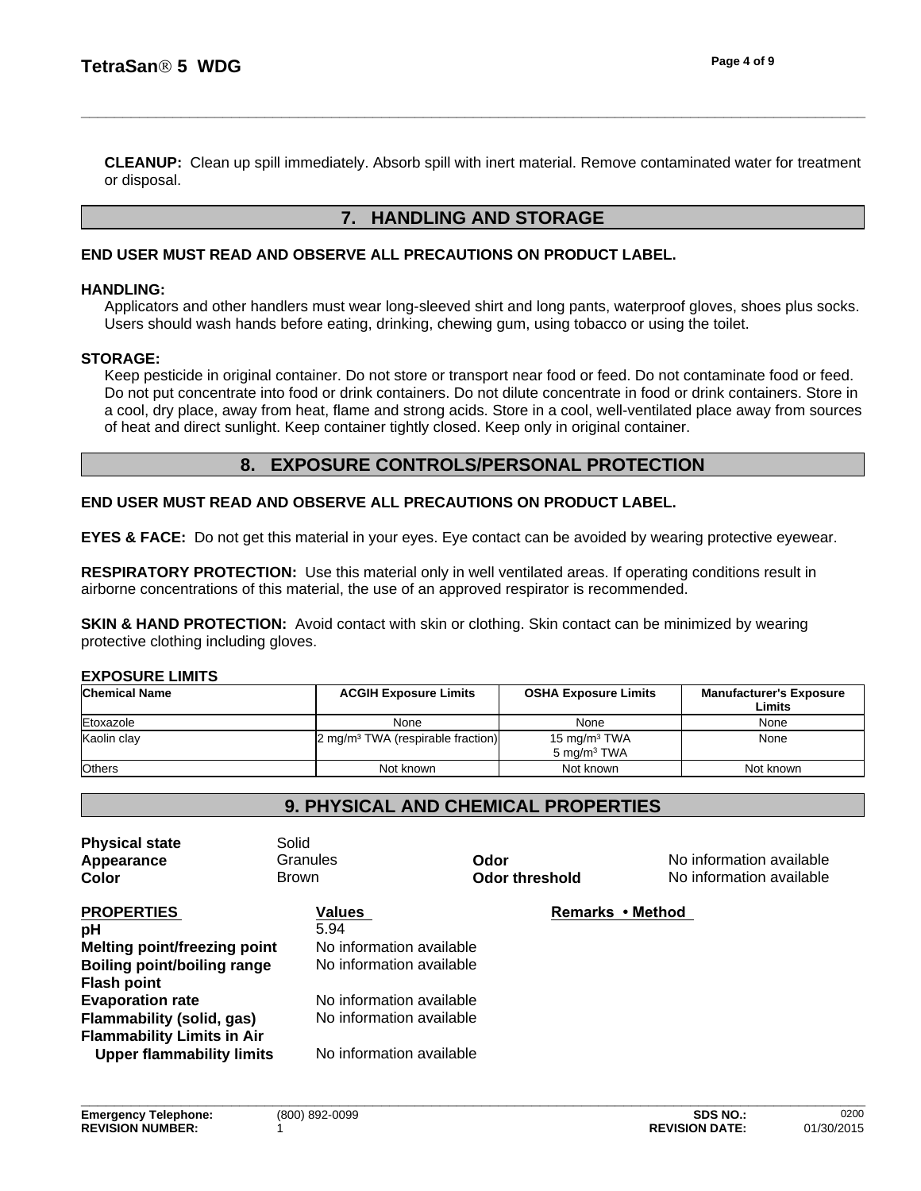**CLEANUP:** Clean up spill immediately. Absorb spill with inert material. Remove contaminated water for treatment or disposal.

## 7. HANDLING AND STORAGE

**END USER MUST READ AND OBSERVE ALL PRECAUTIONS ON PRODUCT LABEL.**

**HANDLING:**

Applicators and other handlers must wear long-sleeved shirt and long pants, waterproof gloves, shoes plus socks. Users should wash hands before eating, drinking, chewing gum, using tobacco or using the toilet.

**STORAGE:**

Keep pesticide in original container. Do not store or transport near food or feed. Do not contaminate food or feed. Do not put concentrate into food or drink containers. Do not dilute concentrate in food or drink containers. Store in a cool, dry place, away from heat, flame and strong acids. Store in a cool, well-ventilated place away from sources of heat and direct sunlight. Keep container tightly closed. Keep only in original container.

## 8. EXPOSURE CONTROLS/PERSONAL PROTECTION

**END USER MUST READ AND OBSERVE ALL PRECAUTIONS ON PRODUCT LABEL.**

**EYES & FACE:** Do not get this material in your eyes. Eye contact can be avoided by wearing protective eyewear.

**RESPIRATORY PROTECTION:** Use this material only in well ventilated areas. If operating conditions result in airborne concentrations of this material, the use of an approved respirator is recommended.

**SKIN & HAND PROTECTION:** Avoid contact with skin or clothing. Skin contact can be minimized by wearing protective clothing including gloves.

**EXPOSURE LIMITS**

| Chemical Name | ACGIH Exposure Limits | OSHA Exposure Limits | Manufacturer's Exposure Limits |
|---|---|---|---|
| Etoxazole | None | None | None |
| Kaolin clay | 2 mg/m³ TWA (respirable fraction) | 15 mg/m³ TWA<br>5 mg/m³ TWA | None |
| Others | Not known | Not known | Not known |

## 9. PHYSICAL AND CHEMICAL PROPERTIES

| | | | |
|---|---|---|---|
| **Physical state** | Solid | | |
| **Appearance** | Granules | **Odor** | No information available |
| **Color** | Brown | **Odor threshold** | No information available |

| PROPERTIES | Values | Remarks • Method |
|---|---|---|
| **pH** | 5.94 | |
| **Melting point/freezing point** | No information available | |
| **Boiling point/boiling range** | No information available | |
| **Flash point** | | |
| **Evaporation rate** | No information available | |
| **Flammability (solid, gas)** | No information available | |
| **Flammability Limits in Air** | | |
| **Upper flammability limits** | No information available | |

| | | | |
|---|---|---|---|
| **Emergency Telephone:** | (800) 892-0099 | **SDS NO.:** | 0200 |
| **REVISION NUMBER:** | 1 | **REVISION DATE:** | 01/30/2015 |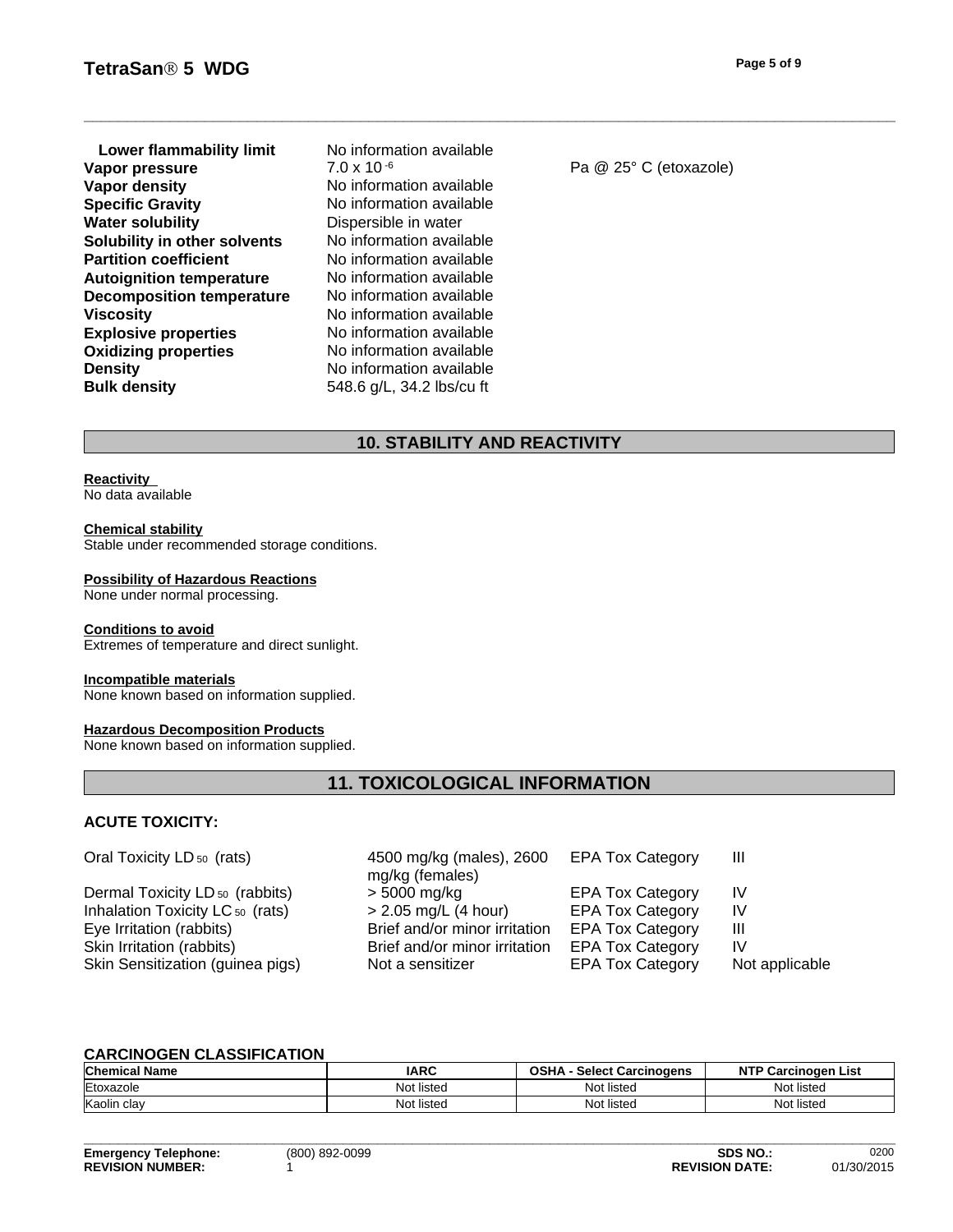| | | |
|---|---|---|
| **Lower flammability limit** | No information available | |
| **Vapor pressure** | $7.0 \times 10^{-6}$ | Pa @ 25° C (etoxazole) |
| **Vapor density** | No information available | |
| **Specific Gravity** | No information available | |
| **Water solubility** | Dispersible in water | |
| **Solubility in other solvents** | No information available | |
| **Partition coefficient** | No information available | |
| **Autoignition temperature** | No information available | |
| **Decomposition temperature** | No information available | |
| **Viscosity** | No information available | |
| **Explosive properties** | No information available | |
| **Oxidizing properties** | No information available | |
| **Density** | No information available | |
| **Bulk density** | 548.6 g/L, 34.2 lbs/cu ft | |

## 10. STABILITY AND REACTIVITY

**Reactivity**
No data available

**Chemical stability**
Stable under recommended storage conditions.

**Possibility of Hazardous Reactions**
None under normal processing.

**Conditions to avoid**
Extremes of temperature and direct sunlight.

**Incompatible materials**
None known based on information supplied.

**Hazardous Decomposition Products**
None known based on information supplied.

## 11. TOXICOLOGICAL INFORMATION

### ACUTE TOXICITY:

| | | | |
|---|---|---|---|
| Oral Toxicity $LD_{50}$ (rats) | 4500 mg/kg (males), 2600 mg/kg (females) | EPA Tox Category | III |
| Dermal Toxicity $LD_{50}$ (rabbits) | > 5000 mg/kg | EPA Tox Category | IV |
| Inhalation Toxicity $LC_{50}$ (rats) | > 2.05 mg/L (4 hour) | EPA Tox Category | IV |
| Eye Irritation (rabbits) | Brief and/or minor irritation | EPA Tox Category | III |
| Skin Irritation (rabbits) | Brief and/or minor irritation | EPA Tox Category | IV |
| Skin Sensitization (guinea pigs) | Not a sensitizer | EPA Tox Category | Not applicable |

### CARCINOGEN CLASSIFICATION

| Chemical Name | IARC | OSHA - Select Carcinogens | NTP Carcinogen List |
|---|---|---|---|
| Etoxazole | Not listed | Not listed | Not listed |
| Kaolin clay | Not listed | Not listed | Not listed |

**Emergency Telephone:** (800) 892-0099
**REVISION NUMBER:** 1
**SDS NO.:** 0200
**REVISION DATE:** 01/30/2015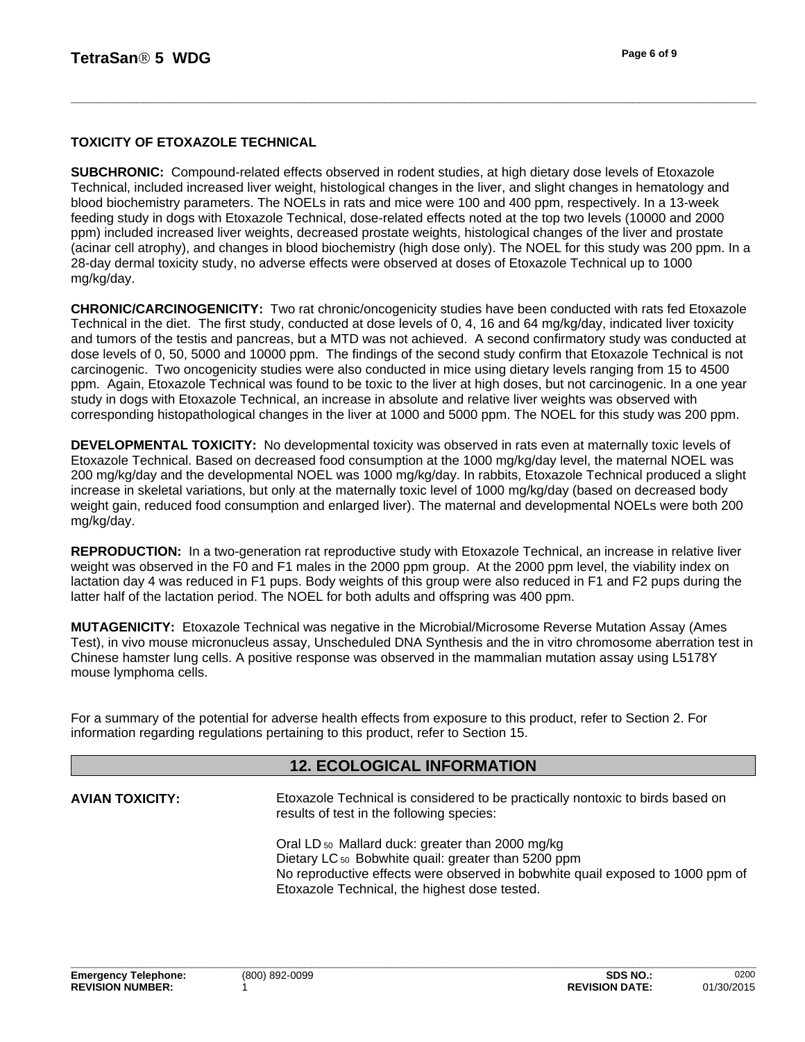**TOXICITY OF ETOXAZOLE TECHNICAL**

**SUBCHRONIC:** Compound-related effects observed in rodent studies, at high dietary dose levels of Etoxazole Technical, included increased liver weight, histological changes in the liver, and slight changes in hematology and blood biochemistry parameters. The NOELs in rats and mice were 100 and 400 ppm, respectively. In a 13-week feeding study in dogs with Etoxazole Technical, dose-related effects noted at the top two levels (10000 and 2000 ppm) included increased liver weights, decreased prostate weights, histological changes of the liver and prostate (acinar cell atrophy), and changes in blood biochemistry (high dose only). The NOEL for this study was 200 ppm. In a 28-day dermal toxicity study, no adverse effects were observed at doses of Etoxazole Technical up to 1000 mg/kg/day.

**CHRONIC/CARCINOGENICITY:** Two rat chronic/oncogenicity studies have been conducted with rats fed Etoxazole Technical in the diet. The first study, conducted at dose levels of 0, 4, 16 and 64 mg/kg/day, indicated liver toxicity and tumors of the testis and pancreas, but a MTD was not achieved. A second confirmatory study was conducted at dose levels of 0, 50, 5000 and 10000 ppm. The findings of the second study confirm that Etoxazole Technical is not carcinogenic. Two oncogenicity studies were also conducted in mice using dietary levels ranging from 15 to 4500 ppm. Again, Etoxazole Technical was found to be toxic to the liver at high doses, but not carcinogenic. In a one year study in dogs with Etoxazole Technical, an increase in absolute and relative liver weights was observed with corresponding histopathological changes in the liver at 1000 and 5000 ppm. The NOEL for this study was 200 ppm.

**DEVELOPMENTAL TOXICITY:** No developmental toxicity was observed in rats even at maternally toxic levels of Etoxazole Technical. Based on decreased food consumption at the 1000 mg/kg/day level, the maternal NOEL was 200 mg/kg/day and the developmental NOEL was 1000 mg/kg/day. In rabbits, Etoxazole Technical produced a slight increase in skeletal variations, but only at the maternally toxic level of 1000 mg/kg/day (based on decreased body weight gain, reduced food consumption and enlarged liver). The maternal and developmental NOELs were both 200 mg/kg/day.

**REPRODUCTION:** In a two-generation rat reproductive study with Etoxazole Technical, an increase in relative liver weight was observed in the F0 and F1 males in the 2000 ppm group. At the 2000 ppm level, the viability index on lactation day 4 was reduced in F1 pups. Body weights of this group were also reduced in F1 and F2 pups during the latter half of the lactation period. The NOEL for both adults and offspring was 400 ppm.

**MUTAGENICITY:** Etoxazole Technical was negative in the Microbial/Microsome Reverse Mutation Assay (Ames Test), in vivo mouse micronucleus assay, Unscheduled DNA Synthesis and the in vitro chromosome aberration test in Chinese hamster lung cells. A positive response was observed in the mammalian mutation assay using L5178Y mouse lymphoma cells.

For a summary of the potential for adverse health effects from exposure to this product, refer to Section 2. For information regarding regulations pertaining to this product, refer to Section 15.

## 12. ECOLOGICAL INFORMATION

**AVIAN TOXICITY:** Etoxazole Technical is considered to be practically nontoxic to birds based on results of test in the following species:

Oral $LD_{50}$ Mallard duck: greater than 2000 mg/kg
Dietary $LC_{50}$ Bobwhite quail: greater than 5200 ppm
No reproductive effects were observed in bobwhite quail exposed to 1000 ppm of Etoxazole Technical, the highest dose tested.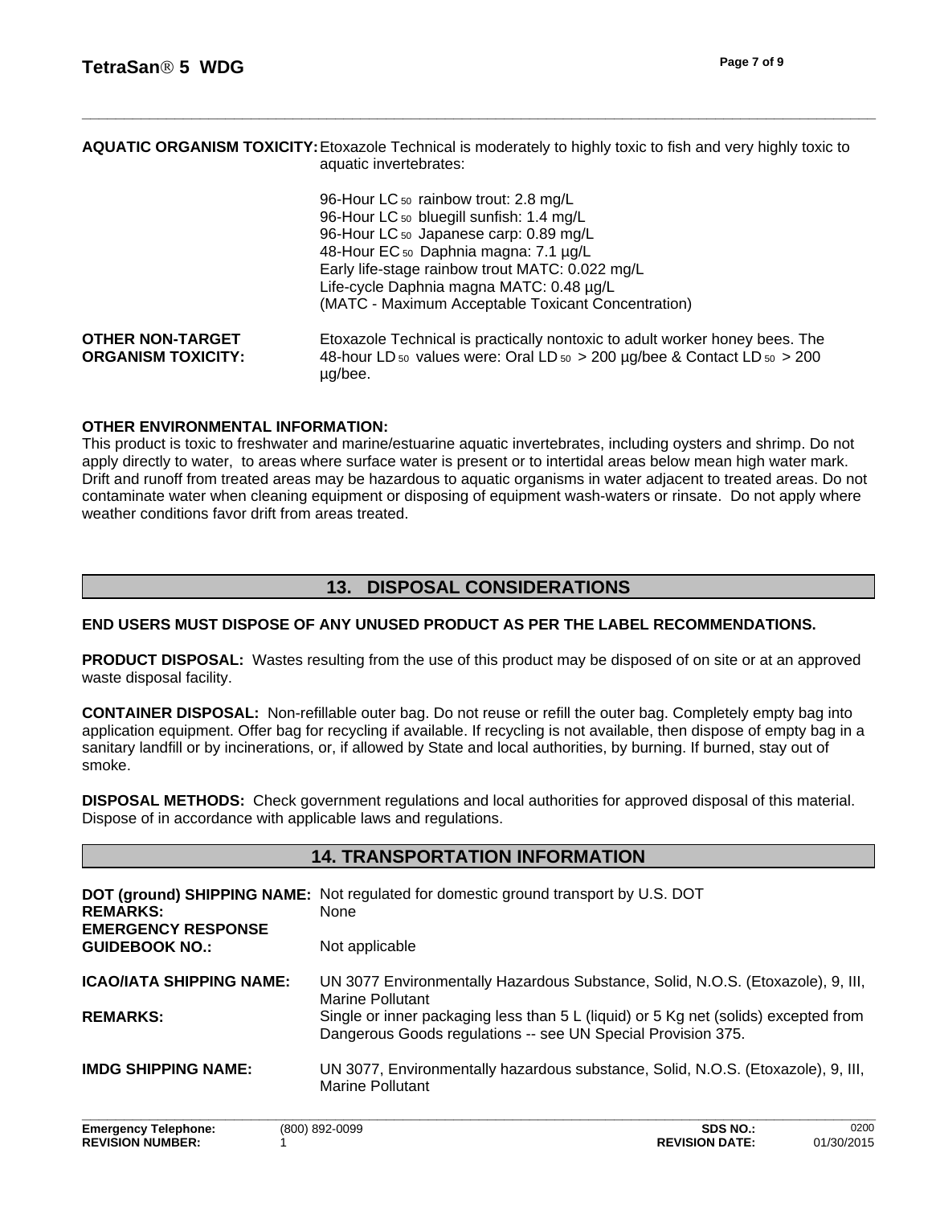**AQUATIC ORGANISM TOXICITY:** Etoxazole Technical is moderately to highly toxic to fish and very highly toxic to aquatic invertebrates:

96-Hour $LC_{50}$ rainbow trout: 2.8 mg/L
96-Hour $LC_{50}$ bluegill sunfish: 1.4 mg/L
96-Hour $LC_{50}$ Japanese carp: 0.89 mg/L
48-Hour $EC_{50}$ Daphnia magna: 7.1 µg/L
Early life-stage rainbow trout MATC: 0.022 mg/L
Life-cycle Daphnia magna MATC: 0.48 µg/L
(MATC - Maximum Acceptable Toxicant Concentration)

**OTHER NON-TARGET ORGANISM TOXICITY:** Etoxazole Technical is practically nontoxic to adult worker honey bees. The 48-hour $LD_{50}$ values were: Oral $LD_{50}$ > 200 µg/bee & Contact $LD_{50}$ > 200 µg/bee.

**OTHER ENVIRONMENTAL INFORMATION:**
This product is toxic to freshwater and marine/estuarine aquatic invertebrates, including oysters and shrimp. Do not apply directly to water, to areas where surface water is present or to intertidal areas below mean high water mark. Drift and runoff from treated areas may be hazardous to aquatic organisms in water adjacent to treated areas. Do not contaminate water when cleaning equipment or disposing of equipment wash-waters or rinsate. Do not apply where weather conditions favor drift from areas treated.

## 13. DISPOSAL CONSIDERATIONS

**END USERS MUST DISPOSE OF ANY UNUSED PRODUCT AS PER THE LABEL RECOMMENDATIONS.**

**PRODUCT DISPOSAL:** Wastes resulting from the use of this product may be disposed of on site or at an approved waste disposal facility.

**CONTAINER DISPOSAL:** Non-refillable outer bag. Do not reuse or refill the outer bag. Completely empty bag into application equipment. Offer bag for recycling if available. If recycling is not available, then dispose of empty bag in a sanitary landfill or by incinerations, or, if allowed by State and local authorities, by burning. If burned, stay out of smoke.

**DISPOSAL METHODS:** Check government regulations and local authorities for approved disposal of this material. Dispose of in accordance with applicable laws and regulations.

## 14. TRANSPORTATION INFORMATION

**DOT (ground) SHIPPING NAME:** Not regulated for domestic ground transport by U.S. DOT
**REMARKS:** None
**EMERGENCY RESPONSE GUIDEBOOK NO.:** Not applicable

**ICAO/IATA SHIPPING NAME:** UN 3077 Environmentally Hazardous Substance, Solid, N.O.S. (Etoxazole), 9, III, Marine Pollutant
**REMARKS:** Single or inner packaging less than 5 L (liquid) or 5 Kg net (solids) excepted from Dangerous Goods regulations -- see UN Special Provision 375.

**IMDG SHIPPING NAME:** UN 3077, Environmentally hazardous substance, Solid, N.O.S. (Etoxazole), 9, III, Marine Pollutant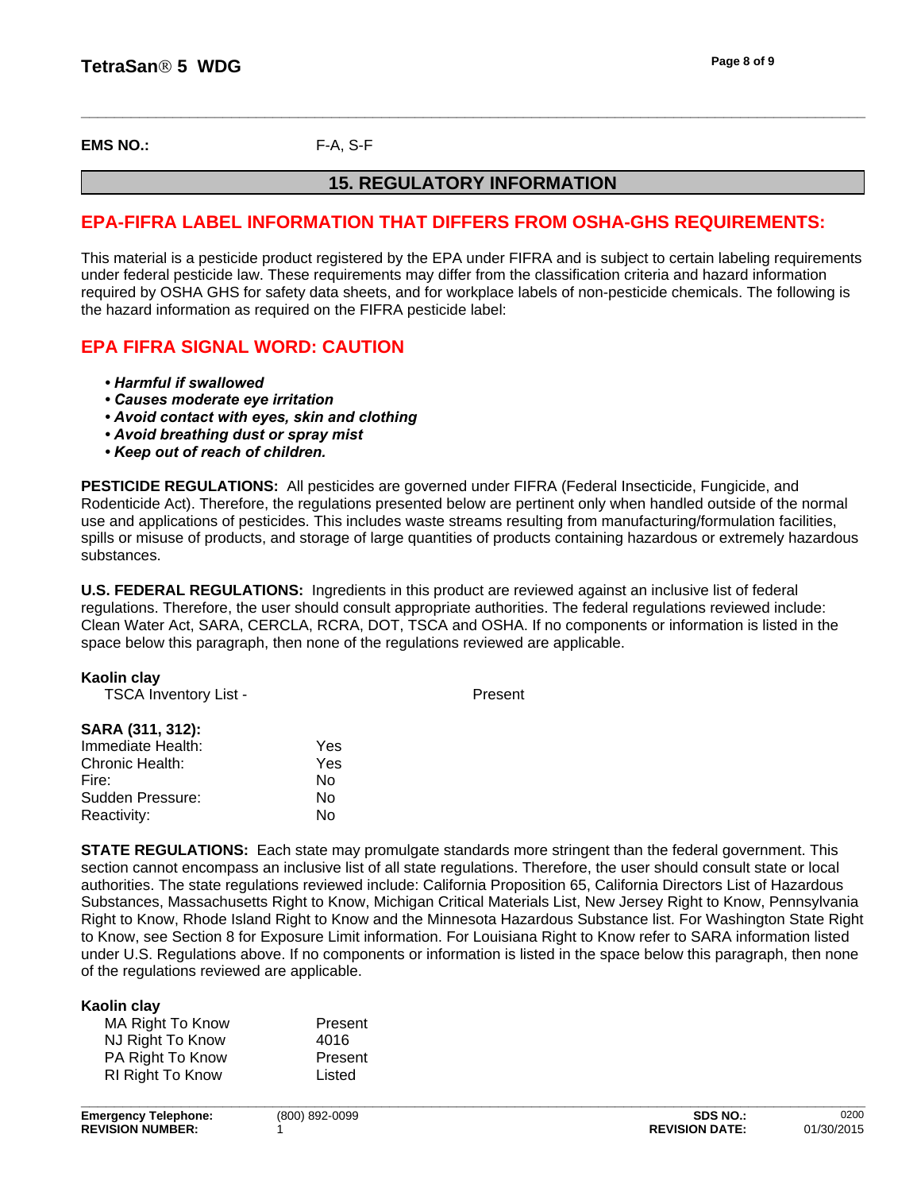**EMS NO.:** F-A, S-F

## 15. REGULATORY INFORMATION

### EPA-FIFRA LABEL INFORMATION THAT DIFFERS FROM OSHA-GHS REQUIREMENTS:

This material is a pesticide product registered by the EPA under FIFRA and is subject to certain labeling requirements under federal pesticide law. These requirements may differ from the classification criteria and hazard information required by OSHA GHS for safety data sheets, and for workplace labels of non-pesticide chemicals. The following is the hazard information as required on the FIFRA pesticide label:

### EPA FIFRA SIGNAL WORD: CAUTION

- ***Harmful if swallowed***
- ***Causes moderate eye irritation***
- ***Avoid contact with eyes, skin and clothing***
- ***Avoid breathing dust or spray mist***
- ***Keep out of reach of children.***

**PESTICIDE REGULATIONS:** All pesticides are governed under FIFRA (Federal Insecticide, Fungicide, and Rodenticide Act). Therefore, the regulations presented below are pertinent only when handled outside of the normal use and applications of pesticides. This includes waste streams resulting from manufacturing/formulation facilities, spills or misuse of products, and storage of large quantities of products containing hazardous or extremely hazardous substances.

**U.S. FEDERAL REGULATIONS:** Ingredients in this product are reviewed against an inclusive list of federal regulations. Therefore, the user should consult appropriate authorities. The federal regulations reviewed include: Clean Water Act, SARA, CERCLA, RCRA, DOT, TSCA and OSHA. If no components or information is listed in the space below this paragraph, then none of the regulations reviewed are applicable.

**Kaolin clay**

| | |
|---|---|
| TSCA Inventory List - | Present |

**SARA (311, 312):**

| | |
|---|---|
| Immediate Health: | Yes |
| Chronic Health: | Yes |
| Fire: | No |
| Sudden Pressure: | No |
| Reactivity: | No |

**STATE REGULATIONS:** Each state may promulgate standards more stringent than the federal government. This section cannot encompass an inclusive list of all state regulations. Therefore, the user should consult state or local authorities. The state regulations reviewed include: California Proposition 65, California Directors List of Hazardous Substances, Massachusetts Right to Know, Michigan Critical Materials List, New Jersey Right to Know, Pennsylvania Right to Know, Rhode Island Right to Know and the Minnesota Hazardous Substance list. For Washington State Right to Know, see Section 8 for Exposure Limit information. For Louisiana Right to Know refer to SARA information listed under U.S. Regulations above. If no components or information is listed in the space below this paragraph, then none of the regulations reviewed are applicable.

**Kaolin clay**

| | |
|---|---|
| MA Right To Know | Present |
| NJ Right To Know | 4016 |
| PA Right To Know | Present |
| RI Right To Know | Listed |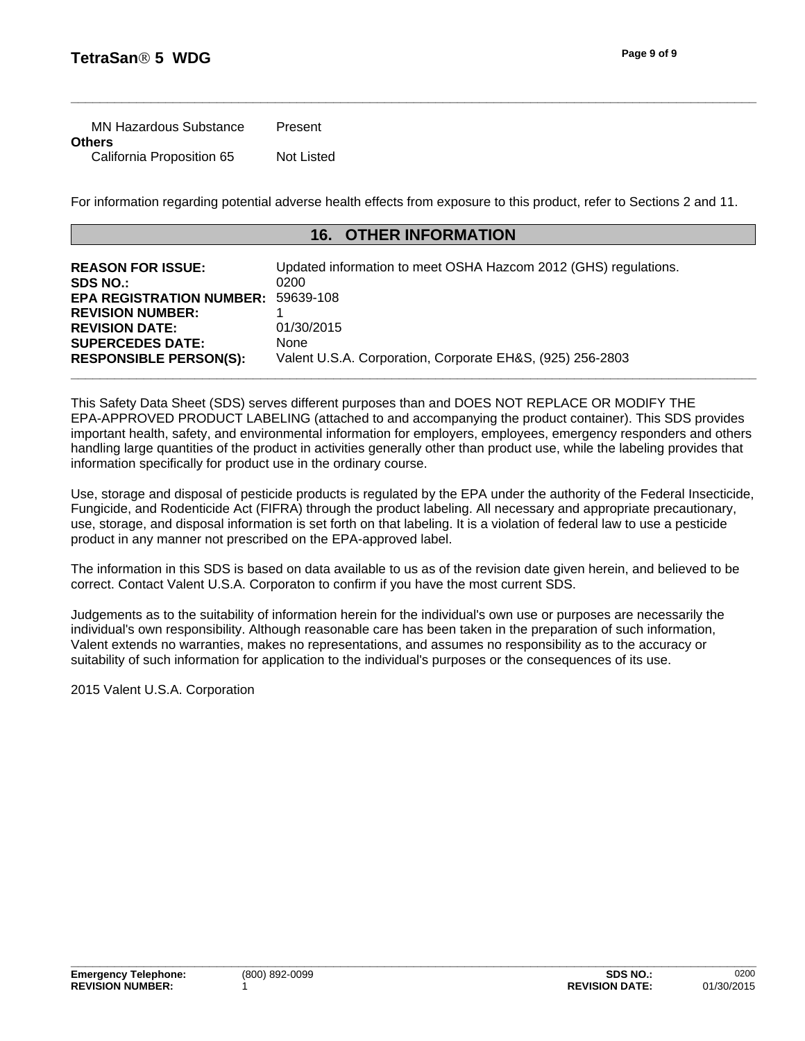| | |
|---|---|
| MN Hazardous Substance | Present |
| **Others** | |
| California Proposition 65 | Not Listed |

For information regarding potential adverse health effects from exposure to this product, refer to Sections 2 and 11.

## 16. OTHER INFORMATION

| | |
|---|---|
| **REASON FOR ISSUE:** | Updated information to meet OSHA Hazcom 2012 (GHS) regulations. |
| **SDS NO.:** | 0200 |
| **EPA REGISTRATION NUMBER:** | 59639-108 |
| **REVISION NUMBER:** | 1 |
| **REVISION DATE:** | 01/30/2015 |
| **SUPERCEDES DATE:** | None |
| **RESPONSIBLE PERSON(S):** | Valent U.S.A. Corporation, Corporate EH&S, (925) 256-2803 |

This Safety Data Sheet (SDS) serves different purposes than and DOES NOT REPLACE OR MODIFY THE EPA-APPROVED PRODUCT LABELING (attached to and accompanying the product container). This SDS provides important health, safety, and environmental information for employers, employees, emergency responders and others handling large quantities of the product in activities generally other than product use, while the labeling provides that information specifically for product use in the ordinary course.

Use, storage and disposal of pesticide products is regulated by the EPA under the authority of the Federal Insecticide, Fungicide, and Rodenticide Act (FIFRA) through the product labeling. All necessary and appropriate precautionary, use, storage, and disposal information is set forth on that labeling. It is a violation of federal law to use a pesticide product in any manner not prescribed on the EPA-approved label.

The information in this SDS is based on data available to us as of the revision date given herein, and believed to be correct. Contact Valent U.S.A. Corporaton to confirm if you have the most current SDS.

Judgements as to the suitability of information herein for the individual's own use or purposes are necessarily the individual's own responsibility. Although reasonable care has been taken in the preparation of such information, Valent extends no warranties, makes no representations, and assumes no responsibility as to the accuracy or suitability of such information for application to the individual's purposes or the consequences of its use.

2015 Valent U.S.A. Corporation